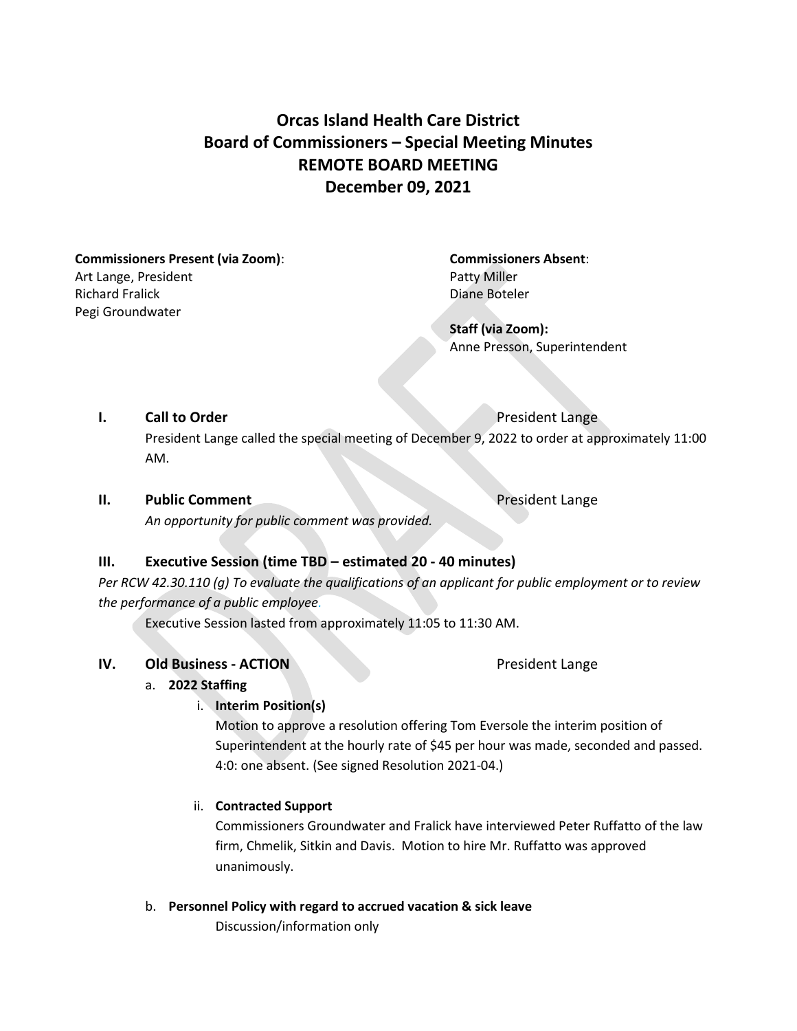# Orcas Island Health Care District
# Board of Commissioners – Special Meeting Minutes
# REMOTE BOARD MEETING
# December 09, 2021

**Commissioners Present (via Zoom)**:
Art Lange, President
Richard Fralick
Pegi Groundwater

**Commissioners Absent**:
Patty Miller
Diane Boteler

**Staff (via Zoom):**
Anne Presson, Superintendent

## I. Call to Order — President Lange

President Lange called the special meeting of December 9, 2022 to order at approximately 11:00 AM.

## II. Public Comment — President Lange

*An opportunity for public comment was provided.*

## III. Executive Session (time TBD – estimated 20 - 40 minutes)

*Per RCW 42.30.110 (g) To evaluate the qualifications of an applicant for public employment or to review the performance of a public employee.*

Executive Session lasted from approximately 11:05 to 11:30 AM.

## IV. Old Business - ACTION — President Lange

a. **2022 Staffing**

i. **Interim Position(s)**

Motion to approve a resolution offering Tom Eversole the interim position of Superintendent at the hourly rate of $45 per hour was made, seconded and passed. 4:0: one absent. (See signed Resolution 2021-04.)

ii. **Contracted Support**

Commissioners Groundwater and Fralick have interviewed Peter Ruffatto of the law firm, Chmelik, Sitkin and Davis. Motion to hire Mr. Ruffatto was approved unanimously.

b. **Personnel Policy with regard to accrued vacation & sick leave**

Discussion/information only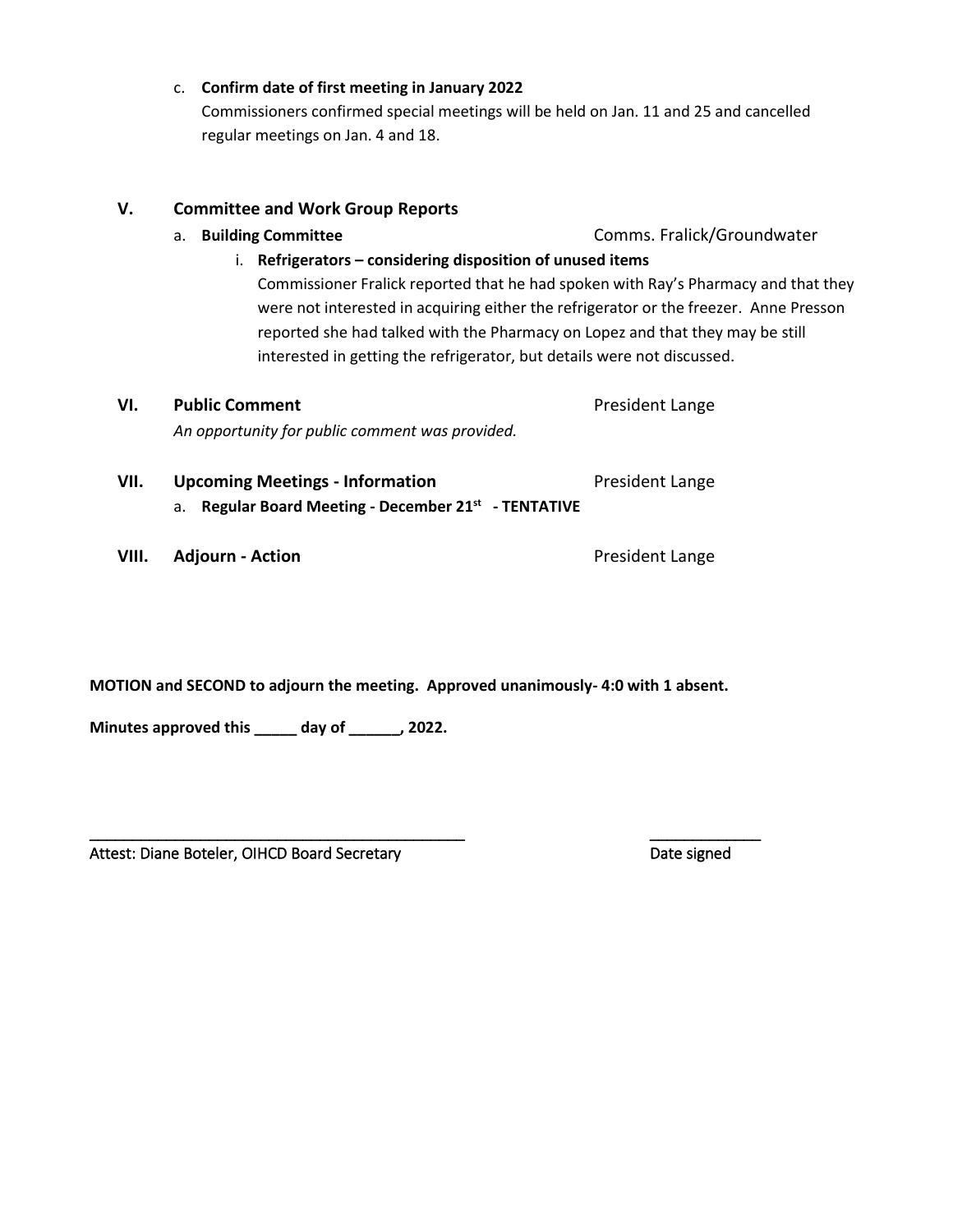c. **Confirm date of first meeting in January 2022**
   Commissioners confirmed special meetings will be held on Jan. 11 and 25 and cancelled regular meetings on Jan. 4 and 18.

## V. Committee and Work Group Reports

a. **Building Committee** — Comms. Fralick/Groundwater

   i. **Refrigerators – considering disposition of unused items**
      Commissioner Fralick reported that he had spoken with Ray's Pharmacy and that they were not interested in acquiring either the refrigerator or the freezer. Anne Presson reported she had talked with the Pharmacy on Lopez and that they may be still interested in getting the refrigerator, but details were not discussed.

## VI. Public Comment — President Lange

*An opportunity for public comment was provided.*

## VII. Upcoming Meetings - Information — President Lange

a. **Regular Board Meeting - December 21st - TENTATIVE**

## VIII. Adjourn - Action — President Lange

**MOTION and SECOND to adjourn the meeting. Approved unanimously- 4:0 with 1 absent.**

**Minutes approved this _____ day of ______, 2022.**

_____________________________________________ &nbsp;&nbsp;&nbsp;&nbsp; _____________

Attest: Diane Boteler, OIHCD Board Secretary &nbsp;&nbsp;&nbsp;&nbsp; Date signed